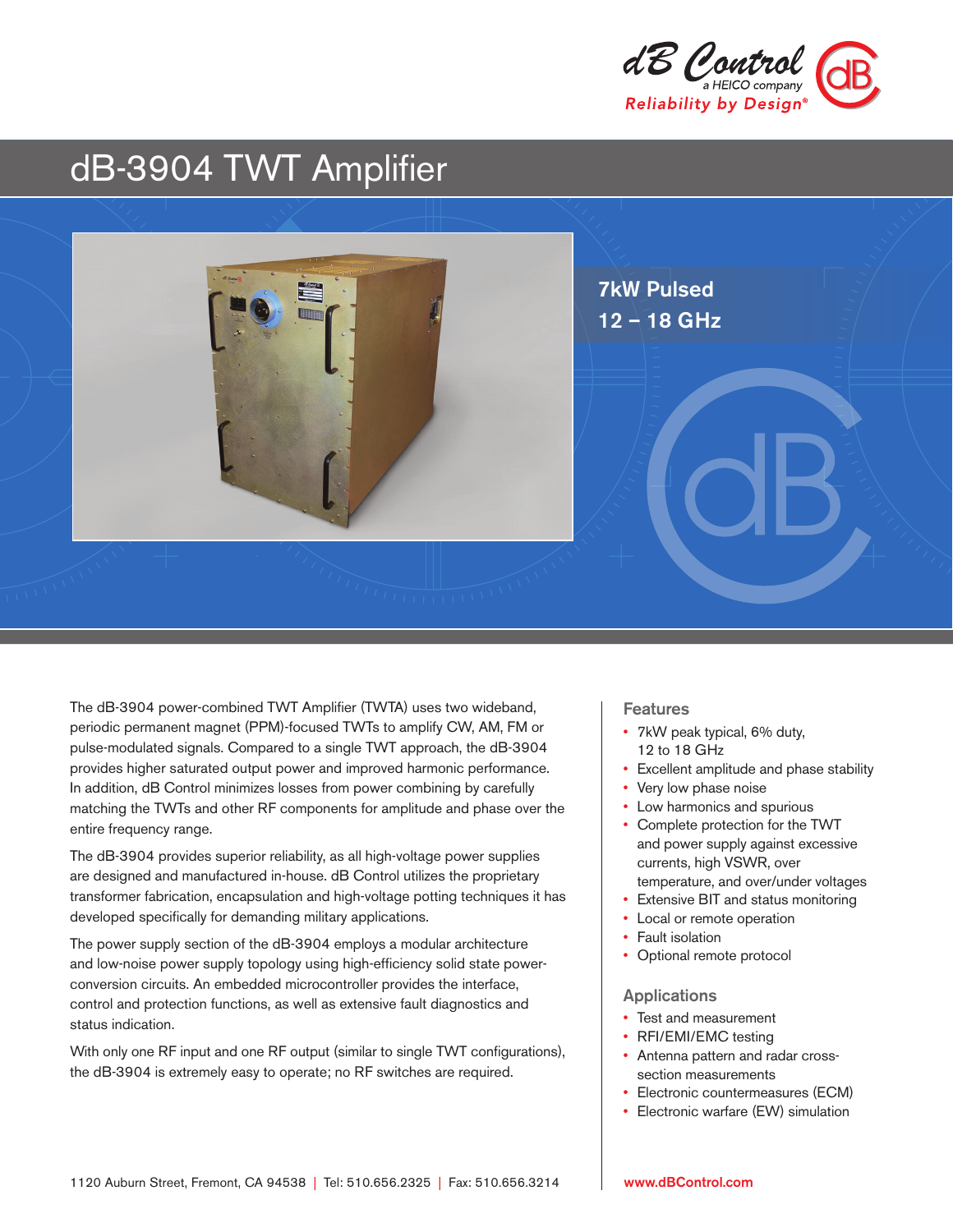# dB-3904 TWT Amplifier

**7kW Pulsed**
**12 – 18 GHz**

The dB-3904 power-combined TWT Amplifier (TWTA) uses two wideband, periodic permanent magnet (PPM)-focused TWTs to amplify CW, AM, FM or pulse-modulated signals. Compared to a single TWT approach, the dB-3904 provides higher saturated output power and improved harmonic performance. In addition, dB Control minimizes losses from power combining by carefully matching the TWTs and other RF components for amplitude and phase over the entire frequency range.

The dB-3904 provides superior reliability, as all high-voltage power supplies are designed and manufactured in-house. dB Control utilizes the proprietary transformer fabrication, encapsulation and high-voltage potting techniques it has developed specifically for demanding military applications.

The power supply section of the dB-3904 employs a modular architecture and low-noise power supply topology using high-efficiency solid state power-conversion circuits. An embedded microcontroller provides the interface, control and protection functions, as well as extensive fault diagnostics and status indication.

With only one RF input and one RF output (similar to single TWT configurations), the dB-3904 is extremely easy to operate; no RF switches are required.

## Features

- 7kW peak typical, 6% duty, 12 to 18 GHz
- Excellent amplitude and phase stability
- Very low phase noise
- Low harmonics and spurious
- Complete protection for the TWT and power supply against excessive currents, high VSWR, over temperature, and over/under voltages
- Extensive BIT and status monitoring
- Local or remote operation
- Fault isolation
- Optional remote protocol

## Applications

- Test and measurement
- RFI/EMI/EMC testing
- Antenna pattern and radar cross-section measurements
- Electronic countermeasures (ECM)
- Electronic warfare (EW) simulation

1120 Auburn Street, Fremont, CA 94538 | Tel: 510.656.2325 | Fax: 510.656.3214

www.dBControl.com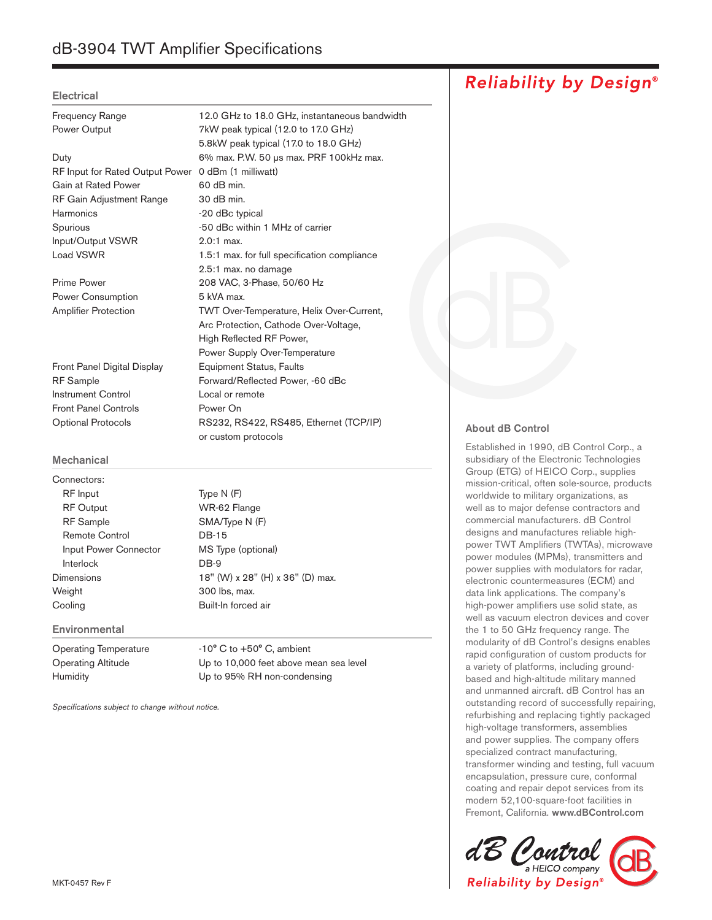# dB-3904 TWT Amplifier Specifications

## Electrical

| | |
|---|---|
| Frequency Range | 12.0 GHz to 18.0 GHz, instantaneous bandwidth |
| Power Output | 7kW peak typical (12.0 to 17.0 GHz)<br>5.8kW peak typical (17.0 to 18.0 GHz) |
| Duty | 6% max. P.W. 50 µs max. PRF 100kHz max. |
| RF Input for Rated Output Power | 0 dBm (1 milliwatt) |
| Gain at Rated Power | 60 dB min. |
| RF Gain Adjustment Range | 30 dB min. |
| Harmonics | -20 dBc typical |
| Spurious | -50 dBc within 1 MHz of carrier |
| Input/Output VSWR | 2.0:1 max. |
| Load VSWR | 1.5:1 max. for full specification compliance<br>2.5:1 max. no damage |
| Prime Power | 208 VAC, 3-Phase, 50/60 Hz |
| Power Consumption | 5 kVA max. |
| Amplifier Protection | TWT Over-Temperature, Helix Over-Current, Arc Protection, Cathode Over-Voltage, High Reflected RF Power, Power Supply Over-Temperature |
| Front Panel Digital Display | Equipment Status, Faults |
| RF Sample | Forward/Reflected Power, -60 dBc |
| Instrument Control | Local or remote |
| Front Panel Controls | Power On |
| Optional Protocols | RS232, RS422, RS485, Ethernet (TCP/IP) or custom protocols |

## Mechanical

| | |
|---|---|
| Connectors: | |
| RF Input | Type N (F) |
| RF Output | WR-62 Flange |
| RF Sample | SMA/Type N (F) |
| Remote Control | DB-15 |
| Input Power Connector | MS Type (optional) |
| Interlock | DB-9 |
| Dimensions | 18" (W) x 28" (H) x 36" (D) max. |
| Weight | 300 lbs, max. |
| Cooling | Built-In forced air |

## Environmental

| | |
|---|---|
| Operating Temperature | -10° C to +50° C, ambient |
| Operating Altitude | Up to 10,000 feet above mean sea level |
| Humidity | Up to 95% RH non-condensing |

*Specifications subject to change without notice.*

*Reliability by Design®*

### About dB Control

Established in 1990, dB Control Corp., a subsidiary of the Electronic Technologies Group (ETG) of HEICO Corp., supplies mission-critical, often sole-source, products worldwide to military organizations, as well as to major defense contractors and commercial manufacturers. dB Control designs and manufactures reliable high-power TWT Amplifiers (TWTAs), microwave power modules (MPMs), transmitters and power supplies with modulators for radar, electronic countermeasures (ECM) and data link applications. The company's high-power amplifiers use solid state, as well as vacuum electron devices and cover the 1 to 50 GHz frequency range. The modularity of dB Control's designs enables rapid configuration of custom products for a variety of platforms, including ground-based and high-altitude military manned and unmanned aircraft. dB Control has an outstanding record of successfully repairing, refurbishing and replacing tightly packaged high-voltage transformers, assemblies and power supplies. The company offers specialized contract manufacturing, transformer winding and testing, full vacuum encapsulation, pressure cure, conformal coating and repair depot services from its modern 52,100-square-foot facilities in Fremont, California. **www.dBControl.com**

dB Control
a HEICO company
*Reliability by Design®*

MKT-0457 Rev F